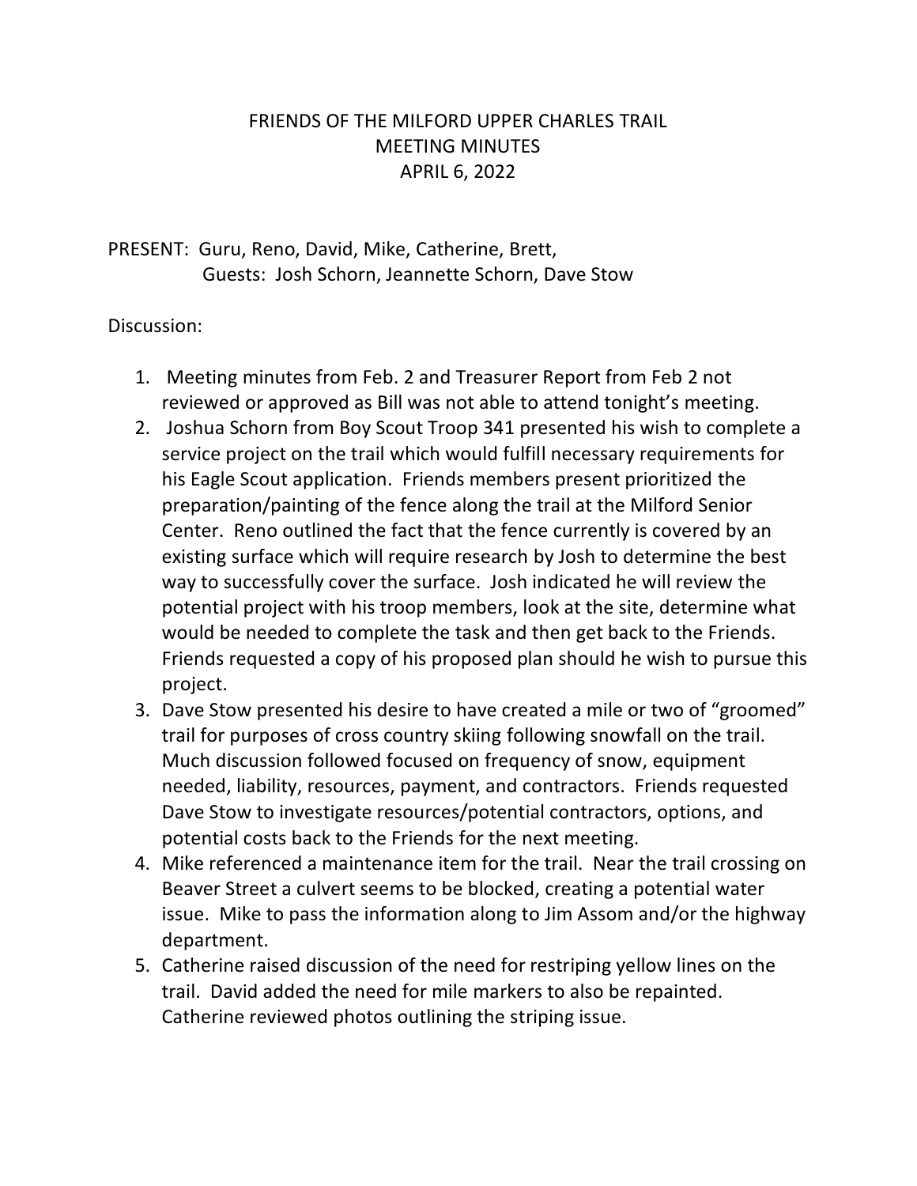# FRIENDS OF THE MILFORD UPPER CHARLES TRAIL
# MEETING MINUTES
# APRIL 6, 2022

PRESENT: Guru, Reno, David, Mike, Catherine, Brett,
Guests: Josh Schorn, Jeannette Schorn, Dave Stow

Discussion:

1. Meeting minutes from Feb. 2 and Treasurer Report from Feb 2 not reviewed or approved as Bill was not able to attend tonight's meeting.
2. Joshua Schorn from Boy Scout Troop 341 presented his wish to complete a service project on the trail which would fulfill necessary requirements for his Eagle Scout application. Friends members present prioritized the preparation/painting of the fence along the trail at the Milford Senior Center. Reno outlined the fact that the fence currently is covered by an existing surface which will require research by Josh to determine the best way to successfully cover the surface. Josh indicated he will review the potential project with his troop members, look at the site, determine what would be needed to complete the task and then get back to the Friends. Friends requested a copy of his proposed plan should he wish to pursue this project.
3. Dave Stow presented his desire to have created a mile or two of "groomed" trail for purposes of cross country skiing following snowfall on the trail. Much discussion followed focused on frequency of snow, equipment needed, liability, resources, payment, and contractors. Friends requested Dave Stow to investigate resources/potential contractors, options, and potential costs back to the Friends for the next meeting.
4. Mike referenced a maintenance item for the trail. Near the trail crossing on Beaver Street a culvert seems to be blocked, creating a potential water issue. Mike to pass the information along to Jim Assom and/or the highway department.
5. Catherine raised discussion of the need for restriping yellow lines on the trail. David added the need for mile markers to also be repainted. Catherine reviewed photos outlining the striping issue.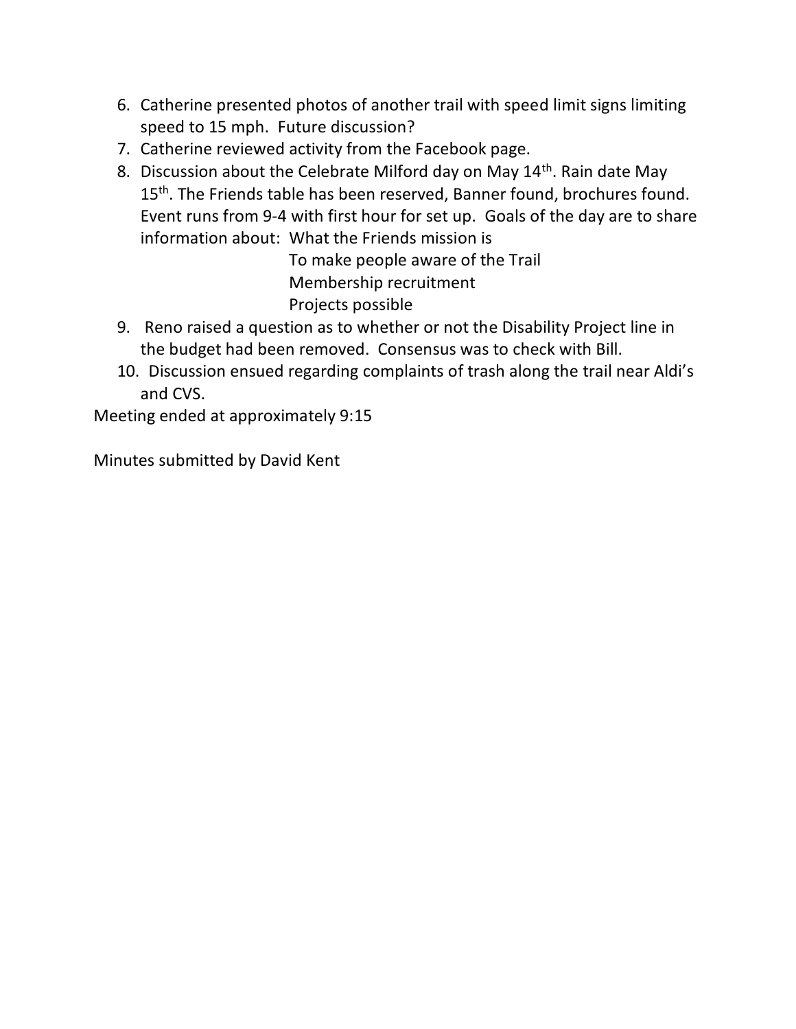6. Catherine presented photos of another trail with speed limit signs limiting speed to 15 mph. Future discussion?
7. Catherine reviewed activity from the Facebook page.
8. Discussion about the Celebrate Milford day on May 14th. Rain date May 15th. The Friends table has been reserved, Banner found, brochures found. Event runs from 9-4 with first hour for set up. Goals of the day are to share information about: What the Friends mission is
   - To make people aware of the Trail
   - Membership recruitment
   - Projects possible
9. Reno raised a question as to whether or not the Disability Project line in the budget had been removed. Consensus was to check with Bill.
10. Discussion ensued regarding complaints of trash along the trail near Aldi's and CVS.

Meeting ended at approximately 9:15

Minutes submitted by David Kent